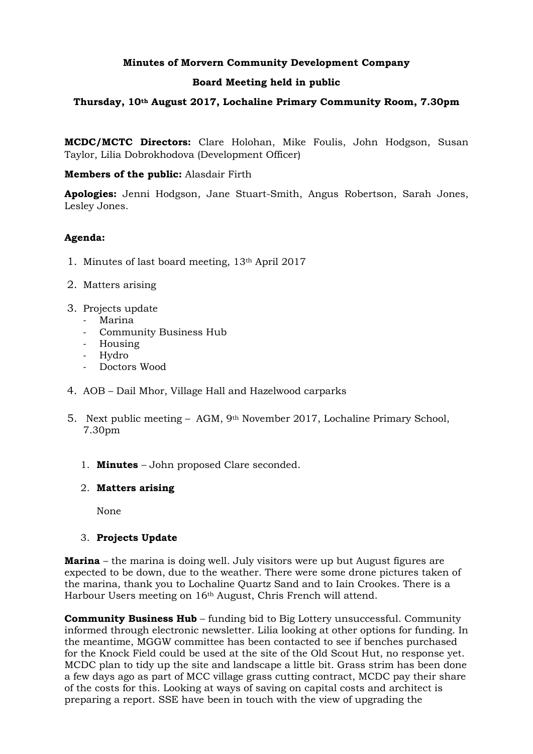**Minutes of Morvern Community Development Company**

**Board Meeting held in public**

**Thursday, 10th August 2017, Lochaline Primary Community Room, 7.30pm**

**MCDC/MCTC Directors:** Clare Holohan, Mike Foulis, John Hodgson, Susan Taylor, Lilia Dobrokhodova (Development Officer)

**Members of the public:** Alasdair Firth

**Apologies:** Jenni Hodgson, Jane Stuart-Smith, Angus Robertson, Sarah Jones, Lesley Jones.

**Agenda:**

1. Minutes of last board meeting, 13th April 2017
2. Matters arising
3. Projects update
   - Marina
   - Community Business Hub
   - Housing
   - Hydro
   - Doctors Wood
4. AOB – Dail Mhor, Village Hall and Hazelwood carparks
5. Next public meeting – AGM, 9th November 2017, Lochaline Primary School, 7.30pm

1. **Minutes** – John proposed Clare seconded.

2. **Matters arising**

   None

3. **Projects Update**

**Marina** – the marina is doing well. July visitors were up but August figures are expected to be down, due to the weather. There were some drone pictures taken of the marina, thank you to Lochaline Quartz Sand and to Iain Crookes. There is a Harbour Users meeting on 16th August, Chris French will attend.

**Community Business Hub** – funding bid to Big Lottery unsuccessful. Community informed through electronic newsletter. Lilia looking at other options for funding. In the meantime, MGGW committee has been contacted to see if benches purchased for the Knock Field could be used at the site of the Old Scout Hut, no response yet. MCDC plan to tidy up the site and landscape a little bit. Grass strim has been done a few days ago as part of MCC village grass cutting contract, MCDC pay their share of the costs for this. Looking at ways of saving on capital costs and architect is preparing a report. SSE have been in touch with the view of upgrading the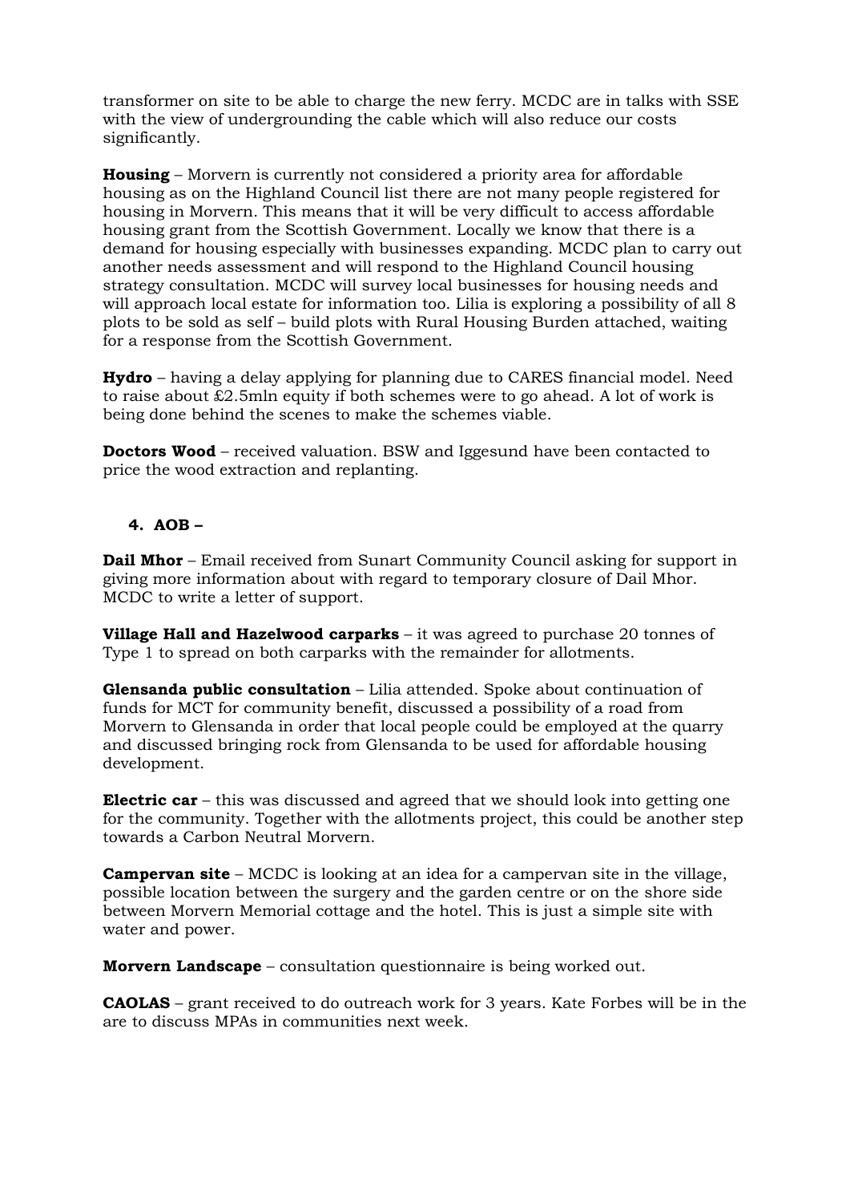transformer on site to be able to charge the new ferry. MCDC are in talks with SSE with the view of undergrounding the cable which will also reduce our costs significantly.

**Housing** – Morvern is currently not considered a priority area for affordable housing as on the Highland Council list there are not many people registered for housing in Morvern. This means that it will be very difficult to access affordable housing grant from the Scottish Government. Locally we know that there is a demand for housing especially with businesses expanding. MCDC plan to carry out another needs assessment and will respond to the Highland Council housing strategy consultation. MCDC will survey local businesses for housing needs and will approach local estate for information too. Lilia is exploring a possibility of all 8 plots to be sold as self – build plots with Rural Housing Burden attached, waiting for a response from the Scottish Government.

**Hydro** – having a delay applying for planning due to CARES financial model. Need to raise about £2.5mln equity if both schemes were to go ahead. A lot of work is being done behind the scenes to make the schemes viable.

**Doctors Wood** – received valuation. BSW and Iggesund have been contacted to price the wood extraction and replanting.

4. **AOB –**

**Dail Mhor** – Email received from Sunart Community Council asking for support in giving more information about with regard to temporary closure of Dail Mhor. MCDC to write a letter of support.

**Village Hall and Hazelwood carparks** – it was agreed to purchase 20 tonnes of Type 1 to spread on both carparks with the remainder for allotments.

**Glensanda public consultation** – Lilia attended. Spoke about continuation of funds for MCT for community benefit, discussed a possibility of a road from Morvern to Glensanda in order that local people could be employed at the quarry and discussed bringing rock from Glensanda to be used for affordable housing development.

**Electric car** – this was discussed and agreed that we should look into getting one for the community. Together with the allotments project, this could be another step towards a Carbon Neutral Morvern.

**Campervan site** – MCDC is looking at an idea for a campervan site in the village, possible location between the surgery and the garden centre or on the shore side between Morvern Memorial cottage and the hotel. This is just a simple site with water and power.

**Morvern Landscape** – consultation questionnaire is being worked out.

**CAOLAS** – grant received to do outreach work for 3 years. Kate Forbes will be in the are to discuss MPAs in communities next week.